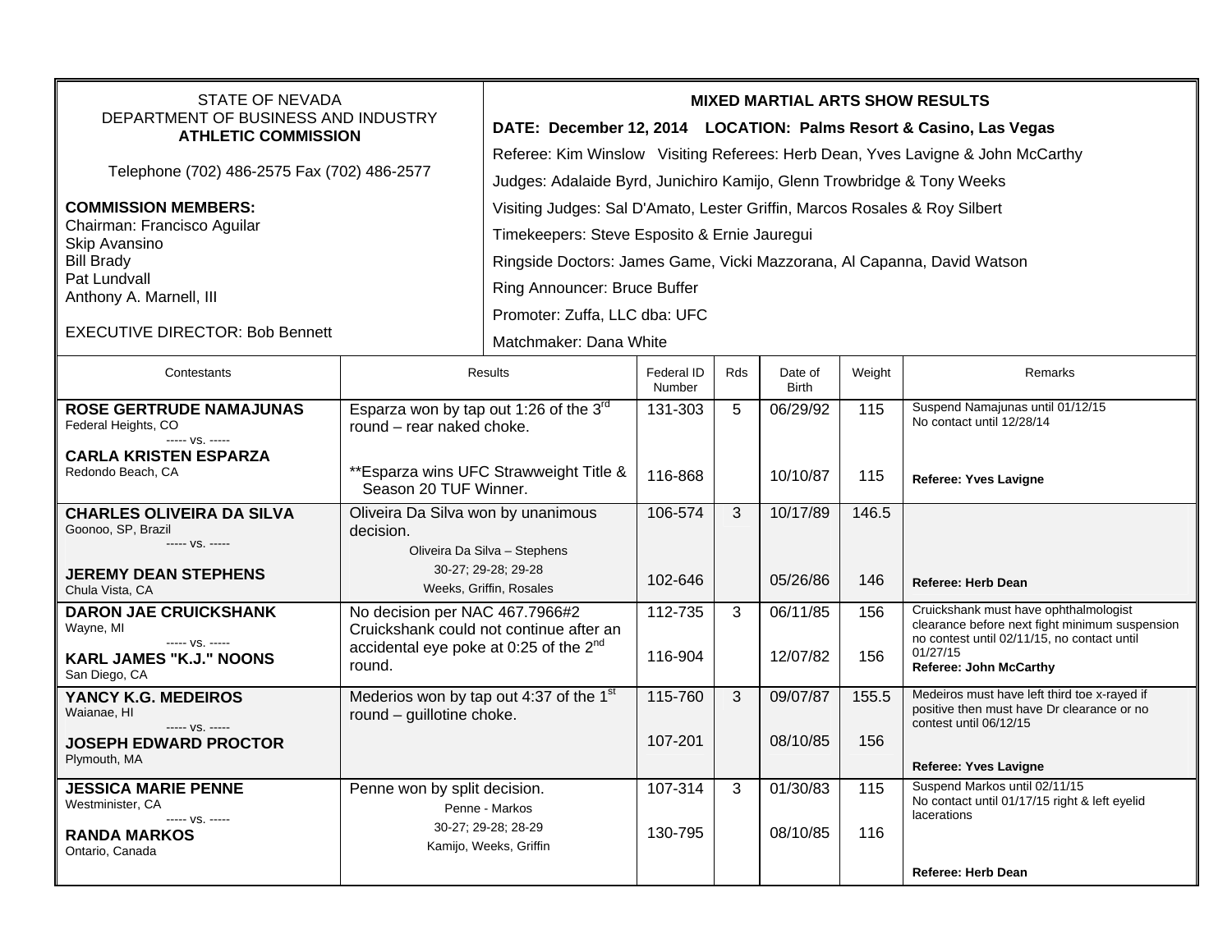STATE OF NEVADA
DEPARTMENT OF BUSINESS AND INDUSTRY
**ATHLETIC COMMISSION**

Telephone (702) 486-2575 Fax (702) 486-2577

**COMMISSION MEMBERS:**
Chairman: Francisco Aguilar
Skip Avansino
Bill Brady
Pat Lundvall
Anthony A. Marnell, III

EXECUTIVE DIRECTOR: Bob Bennett

**MIXED MARTIAL ARTS SHOW RESULTS**

**DATE: December 12, 2014 LOCATION: Palms Resort & Casino, Las Vegas**

Referee: Kim Winslow Visiting Referees: Herb Dean, Yves Lavigne & John McCarthy

Judges: Adalaide Byrd, Junichiro Kamijo, Glenn Trowbridge & Tony Weeks

Visiting Judges: Sal D'Amato, Lester Griffin, Marcos Rosales & Roy Silbert

Timekeepers: Steve Esposito & Ernie Jauregui

Ringside Doctors: James Game, Vicki Mazzorana, Al Capanna, David Watson

Ring Announcer: Bruce Buffer

Promoter: Zuffa, LLC dba: UFC

Matchmaker: Dana White

| Contestants | Results | Federal ID Number | Rds | Date of Birth | Weight | Remarks |
|---|---|---|---|---|---|---|
| **ROSE GERTRUDE NAMAJUNAS** Federal Heights, CO ----- vs. ----- | Esparza won by tap out 1:26 of the 3rd round – rear naked choke. | 131-303 | 5 | 06/29/92 | 115 | Suspend Namajunas until 01/12/15 No contact until 12/28/14 |
| **CARLA KRISTEN ESPARZA** Redondo Beach, CA | **Esparza wins UFC Strawweight Title & Season 20 TUF Winner. | 116-868 | | 10/10/87 | 115 | **Referee: Yves Lavigne** |
| **CHARLES OLIVEIRA DA SILVA** Goonoo, SP, Brazil ----- vs. ----- | Oliveira Da Silva won by unanimous decision. | 106-574 | 3 | 10/17/89 | 146.5 | |
| **JEREMY DEAN STEPHENS** Chula Vista, CA | Oliveira Da Silva – Stephens 30-27; 29-28; 29-28 Weeks, Griffin, Rosales | 102-646 | | 05/26/86 | 146 | **Referee: Herb Dean** |
| **DARON JAE CRUICKSHANK** Wayne, MI ----- vs. ----- | No decision per NAC 467.7966#2 Cruickshank could not continue after an accidental eye poke at 0:25 of the 2nd round. | 112-735 | 3 | 06/11/85 | 156 | Cruickshank must have ophthalmologist clearance before next fight minimum suspension no contest until 02/11/15, no contact until 01/27/15 |
| **KARL JAMES "K.J." NOONS** San Diego, CA | | 116-904 | | 12/07/82 | 156 | **Referee: John McCarthy** |
| **YANCY K.G. MEDEIROS** Waianae, HI ----- vs. ----- | Mederios won by tap out 4:37 of the 1st round – guillotine choke. | 115-760 | 3 | 09/07/87 | 155.5 | Medeiros must have left third toe x-rayed if positive then must have Dr clearance or no contest until 06/12/15 |
| **JOSEPH EDWARD PROCTOR** Plymouth, MA | | 107-201 | | 08/10/85 | 156 | **Referee: Yves Lavigne** |
| **JESSICA MARIE PENNE** Westminister, CA ----- vs. ----- | Penne won by split decision. Penne - Markos | 107-314 | 3 | 01/30/83 | 115 | Suspend Markos until 02/11/15 No contact until 01/17/15 right & left eyelid lacerations |
| **RANDA MARKOS** Ontario, Canada | 30-27; 29-28; 28-29 Kamijo, Weeks, Griffin | 130-795 | | 08/10/85 | 116 | **Referee: Herb Dean** |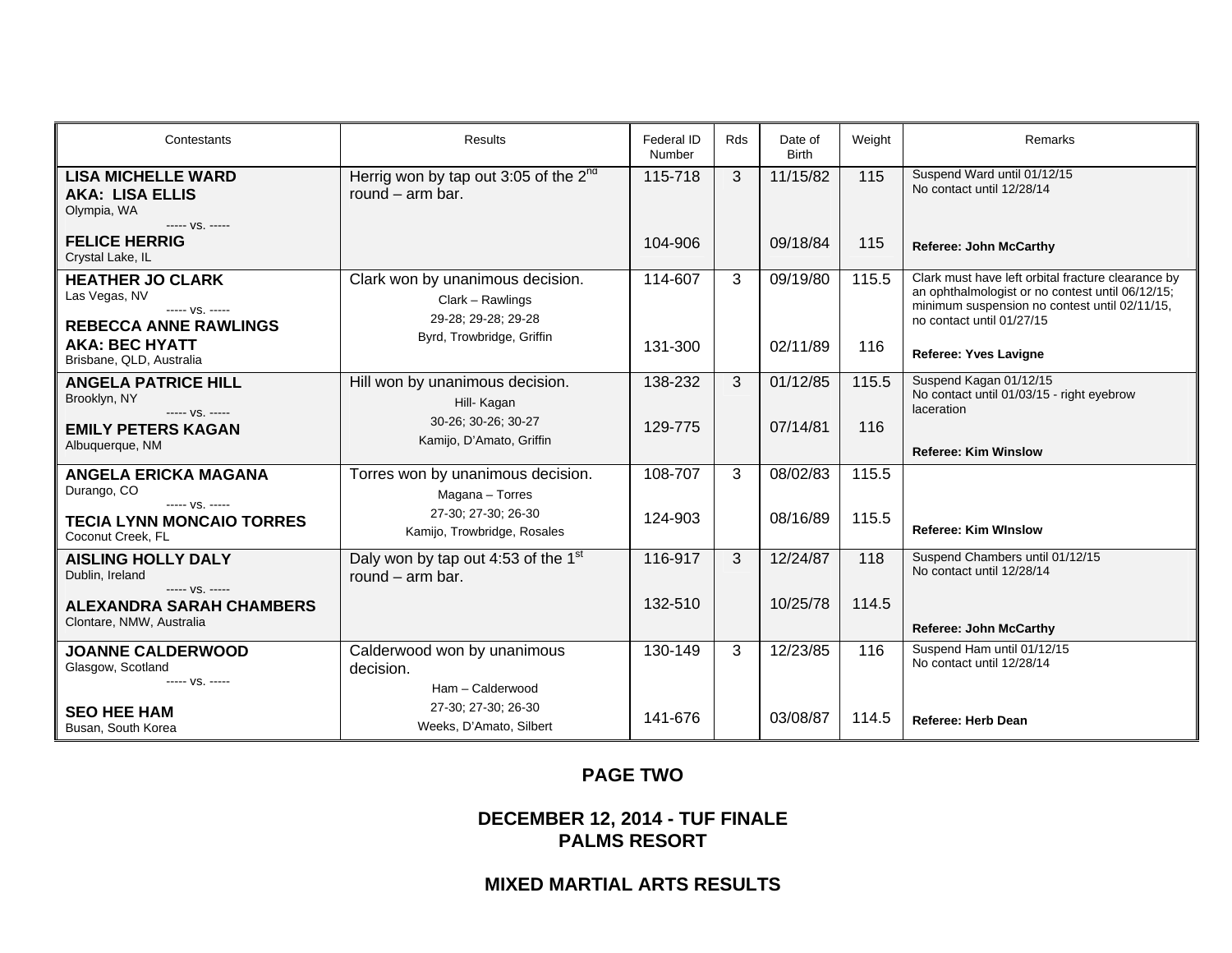| Contestants | Results | Federal ID Number | Rds | Date of Birth | Weight | Remarks |
|---|---|---|---|---|---|---|
| **LISA MICHELLE WARD** **AKA: LISA ELLIS** Olympia, WA ----- vs. ----- **FELICE HERRIG** Crystal Lake, IL | Herrig won by tap out 3:05 of the 2nd round – arm bar. | 115-718 104-906 | 3 | 11/15/82 09/18/84 | 115 115 | Suspend Ward until 01/12/15 No contact until 12/28/14 **Referee: John McCarthy** |
| **HEATHER JO CLARK** Las Vegas, NV ----- vs. ----- **REBECCA ANNE RAWLINGS** **AKA: BEC HYATT** Brisbane, QLD, Australia | Clark won by unanimous decision. Clark – Rawlings 29-28; 29-28; 29-28 Byrd, Trowbridge, Griffin | 114-607 131-300 | 3 | 09/19/80 02/11/89 | 115.5 116 | Clark must have left orbital fracture clearance by an ophthalmologist or no contest until 06/12/15; minimum suspension no contest until 02/11/15, no contact until 01/27/15 **Referee: Yves Lavigne** |
| **ANGELA PATRICE HILL** Brooklyn, NY ----- vs. ----- **EMILY PETERS KAGAN** Albuquerque, NM | Hill won by unanimous decision. Hill- Kagan 30-26; 30-26; 30-27 Kamijo, D'Amato, Griffin | 138-232 129-775 | 3 | 01/12/85 07/14/81 | 115.5 116 | Suspend Kagan 01/12/15 No contact until 01/03/15 - right eyebrow laceration **Referee: Kim Winslow** |
| **ANGELA ERICKA MAGANA** Durango, CO ----- vs. ----- **TECIA LYNN MONCAIO TORRES** Coconut Creek, FL | Torres won by unanimous decision. Magana – Torres 27-30; 27-30; 26-30 Kamijo, Trowbridge, Rosales | 108-707 124-903 | 3 | 08/02/83 08/16/89 | 115.5 115.5 | **Referee: Kim WInslow** |
| **AISLING HOLLY DALY** Dublin, Ireland ----- vs. ----- **ALEXANDRA SARAH CHAMBERS** Clontare, NMW, Australia | Daly won by tap out 4:53 of the 1st round – arm bar. | 116-917 132-510 | 3 | 12/24/87 10/25/78 | 118 114.5 | Suspend Chambers until 01/12/15 No contact until 12/28/14 **Referee: John McCarthy** |
| **JOANNE CALDERWOOD** Glasgow, Scotland ----- vs. ----- **SEO HEE HAM** Busan, South Korea | Calderwood won by unanimous decision. Ham – Calderwood 27-30; 27-30; 26-30 Weeks, D'Amato, Silbert | 130-149 141-676 | 3 | 12/23/85 03/08/87 | 116 114.5 | Suspend Ham until 01/12/15 No contact until 12/28/14 **Referee: Herb Dean** |

**PAGE TWO**

**DECEMBER 12, 2014 - TUF FINALE**
**PALMS RESORT**

**MIXED MARTIAL ARTS RESULTS**